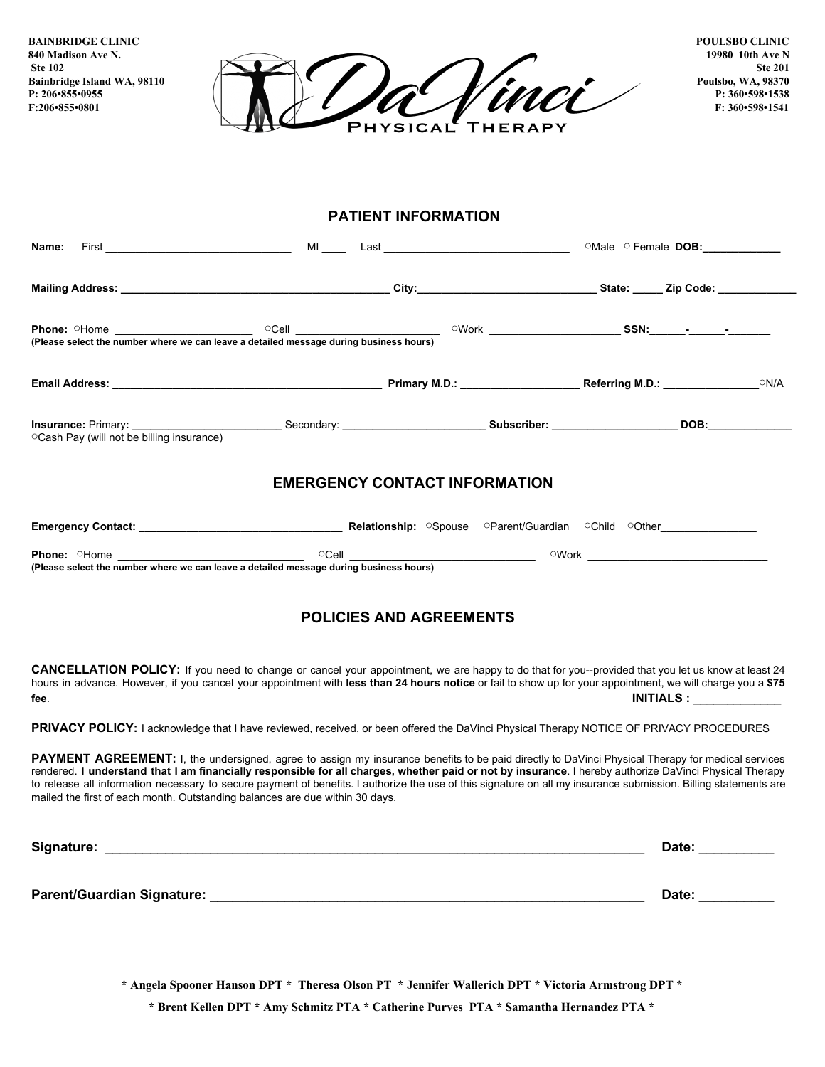**BAINBRIDGE CLINIC**
**840 Madison Ave N.**
**Ste 102**
**Bainbridge Island WA, 98110**
**P: 206•855•0955**
**F:206•855•0801**

**POULSBO CLINIC**
**19980 10th Ave N**
**Ste 201**
**Poulsbo, WA, 98370**
**P: 360•598•1538**
**F: 360•598•1541**

# DaVinci Physical Therapy

## PATIENT INFORMATION

**Name:** First ______________________________ MI ____ Last ______________________________ ○Male ○ Female **DOB:**____________

**Mailing Address:** ____________________________________________ **City:**____________________________ **State:** _____ **Zip Code:** ____________

**Phone:** ○Home _____________________ ○Cell ______________________ ○Work _____________________ **SSN:**______-______-_______
**(Please select the number where we can leave a detailed message during business hours)**

**Email Address:** ____________________________________________ **Primary M.D.:** ___________________ **Referring M.D.:** _______________○N/A

**Insurance:** Primary**:** ________________________ Secondary: _______________________ **Subscriber:** ____________________ **DOB:**_____________
○Cash Pay (will not be billing insurance)

## EMERGENCY CONTACT INFORMATION

**Emergency Contact:** _________________________________ **Relationship:** ○Spouse ○Parent/Guardian ○Child ○Other_______________

**Phone:** ○Home ______________________________ ○Cell ______________________________ ○Work ______________________________
**(Please select the number where we can leave a detailed message during business hours)**

## POLICIES AND AGREEMENTS

**CANCELLATION POLICY:** If you need to change or cancel your appointment, we are happy to do that for you--provided that you let us know at least 24 hours in advance. However, if you cancel your appointment with **less than 24 hours notice** or fail to show up for your appointment, we will charge you a **$75 fee**. **INITIALS :** _____________

**PRIVACY POLICY:** I acknowledge that I have reviewed, received, or been offered the DaVinci Physical Therapy NOTICE OF PRIVACY PROCEDURES

**PAYMENT AGREEMENT:** I, the undersigned, agree to assign my insurance benefits to be paid directly to DaVinci Physical Therapy for medical services rendered. **I understand that I am financially responsible for all charges, whether paid or not by insurance**. I hereby authorize DaVinci Physical Therapy to release all information necessary to secure payment of benefits. I authorize the use of this signature on all my insurance submission. Billing statements are mailed the first of each month. Outstanding balances are due within 30 days.

**Signature:** ___________________________________________________________________________ **Date:** __________

**Parent/Guardian Signature:** _______________________________________________________________ **Date:** __________

**\* Angela Spooner Hanson DPT \* Theresa Olson PT \* Jennifer Wallerich DPT \* Victoria Armstrong DPT \***

**\* Brent Kellen DPT \* Amy Schmitz PTA \* Catherine Purves PTA \* Samantha Hernandez PTA \***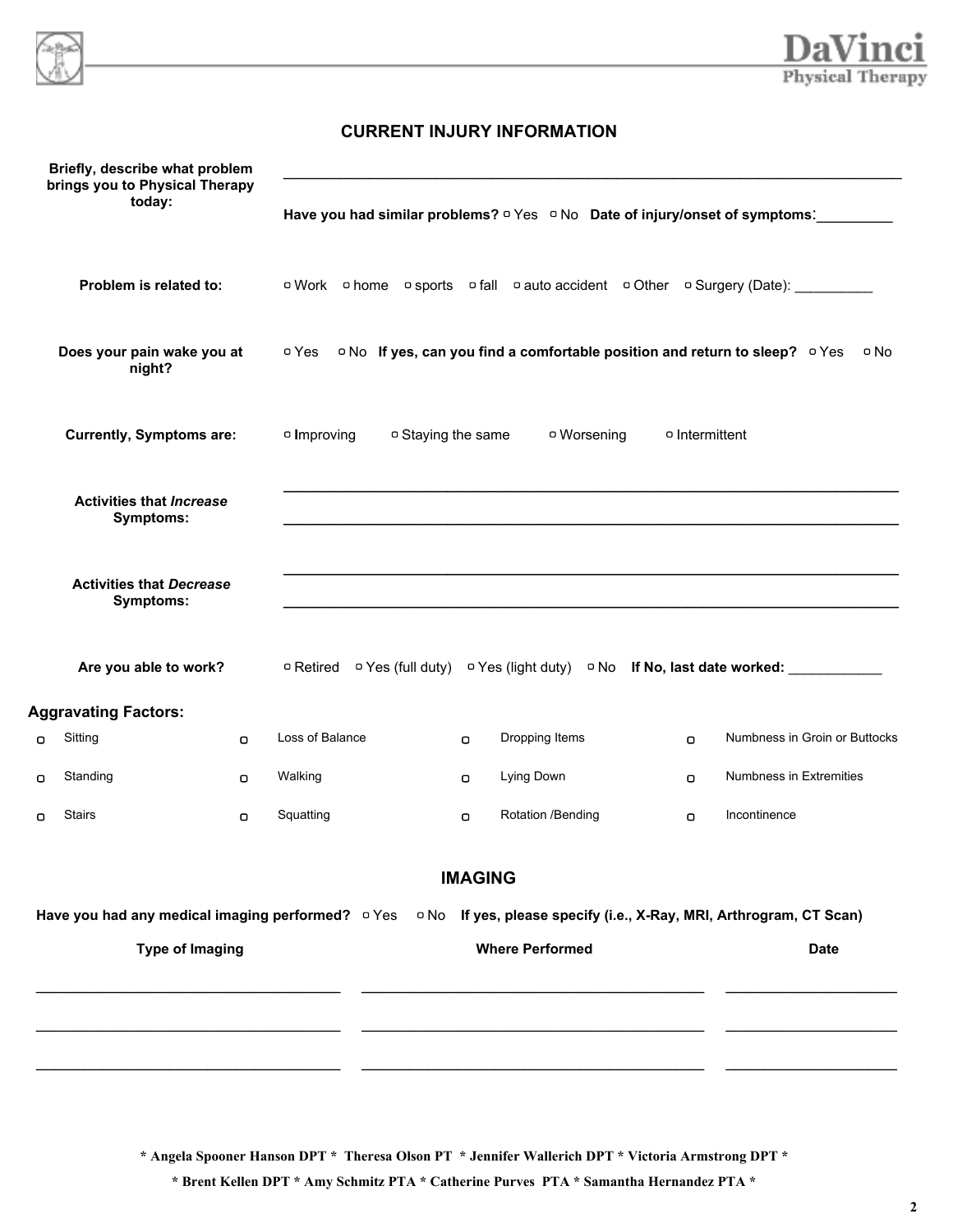## CURRENT INJURY INFORMATION

**Briefly, describe what problem brings you to Physical Therapy today:** ________________________________________________

**Have you had similar problems?** ▫ Yes ▫ No **Date of injury/onset of symptoms**:_________

**Problem is related to:** ▫ Work ▫ home ▫ sports ▫ fall ▫ auto accident ▫ Other ▫ Surgery (Date): __________

**Does your pain wake you at night?** ▫ Yes ▫ No **If yes, can you find a comfortable position and return to sleep?** ▫ Yes ▫ No

**Currently, Symptoms are:** ▫ Improving ▫ Staying the same ▫ Worsening ▫ Intermittent

**Activities that *Increase* Symptoms:** ________________________________________________

________________________________________________

**Activities that *Decrease* Symptoms:** ________________________________________________

________________________________________________

**Are you able to work?** ▫ Retired ▫ Yes (full duty) ▫ Yes (light duty) ▫ No **If No, last date worked:** ____________

**Aggravating Factors:**

| | | | |
|---|---|---|---|
| ▫ Sitting | ▫ Loss of Balance | ▫ Dropping Items | ▫ Numbness in Groin or Buttocks |
| ▫ Standing | ▫ Walking | ▫ Lying Down | ▫ Numbness in Extremities |
| ▫ Stairs | ▫ Squatting | ▫ Rotation /Bending | ▫ Incontinence |

## IMAGING

**Have you had any medical imaging performed?** ▫ Yes ▫ No **If yes, please specify (i.e., X-Ray, MRI, Arthrogram, CT Scan)**

| Type of Imaging | Where Performed | Date |
|---|---|---|
| | | |
| | | |
| | | |

**\* Angela Spooner Hanson DPT \* Theresa Olson PT \* Jennifer Wallerich DPT \* Victoria Armstrong DPT \***

**\* Brent Kellen DPT \* Amy Schmitz PTA \* Catherine Purves PTA \* Samantha Hernandez PTA \***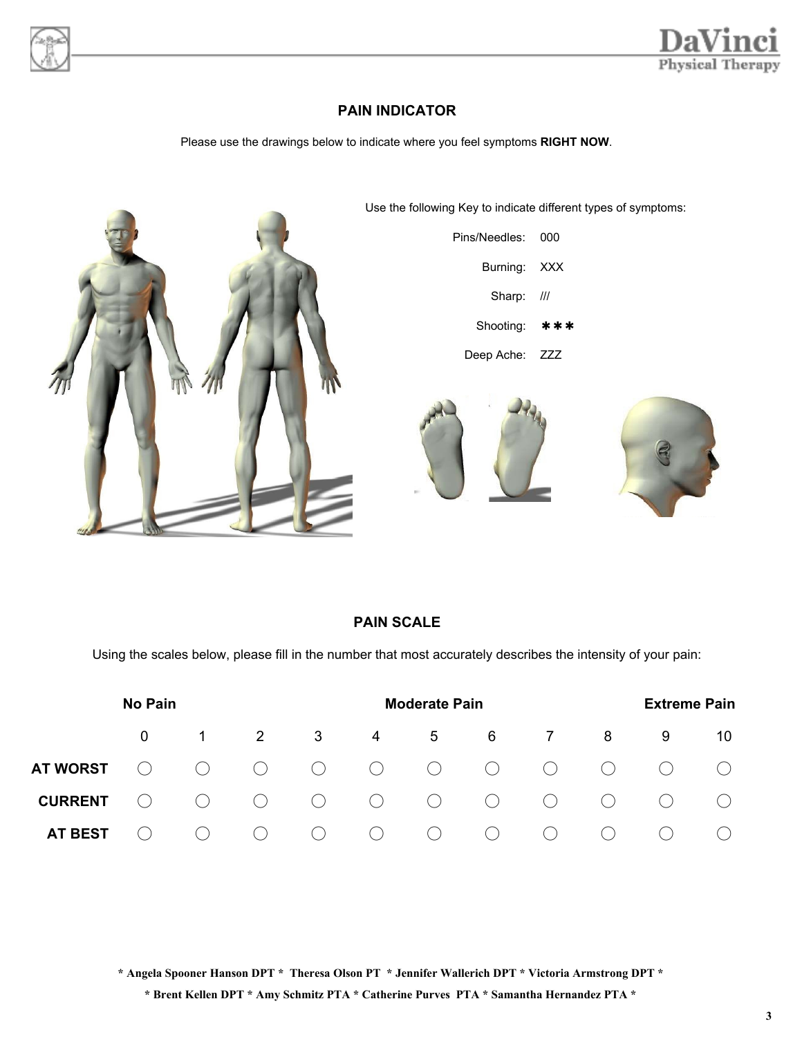## PAIN INDICATOR

Please use the drawings below to indicate where you feel symptoms **RIGHT NOW**.

Use the following Key to indicate different types of symptoms:

| | |
|---|---|
| Pins/Needles: | 000 |
| Burning: | XXX |
| Sharp: | /// |
| Shooting: | ✱✱✱ |
| Deep Ache: | ZZZ |

## PAIN SCALE

Using the scales below, please fill in the number that most accurately describes the intensity of your pain:

| | No Pain | | | | | Moderate Pain | | | | | Extreme Pain |
|---|---|---|---|---|---|---|---|---|---|---|---|
| | 0 | 1 | 2 | 3 | 4 | 5 | 6 | 7 | 8 | 9 | 10 |
| **AT WORST** | ◯ | ◯ | ◯ | ◯ | ◯ | ◯ | ◯ | ◯ | ◯ | ◯ | ◯ |
| **CURRENT** | ◯ | ◯ | ◯ | ◯ | ◯ | ◯ | ◯ | ◯ | ◯ | ◯ | ◯ |
| **AT BEST** | ◯ | ◯ | ◯ | ◯ | ◯ | ◯ | ◯ | ◯ | ◯ | ◯ | ◯ |

**\* Angela Spooner Hanson DPT \* Theresa Olson PT \* Jennifer Wallerich DPT \* Victoria Armstrong DPT \***

**\* Brent Kellen DPT \* Amy Schmitz PTA \* Catherine Purves PTA \* Samantha Hernandez PTA \***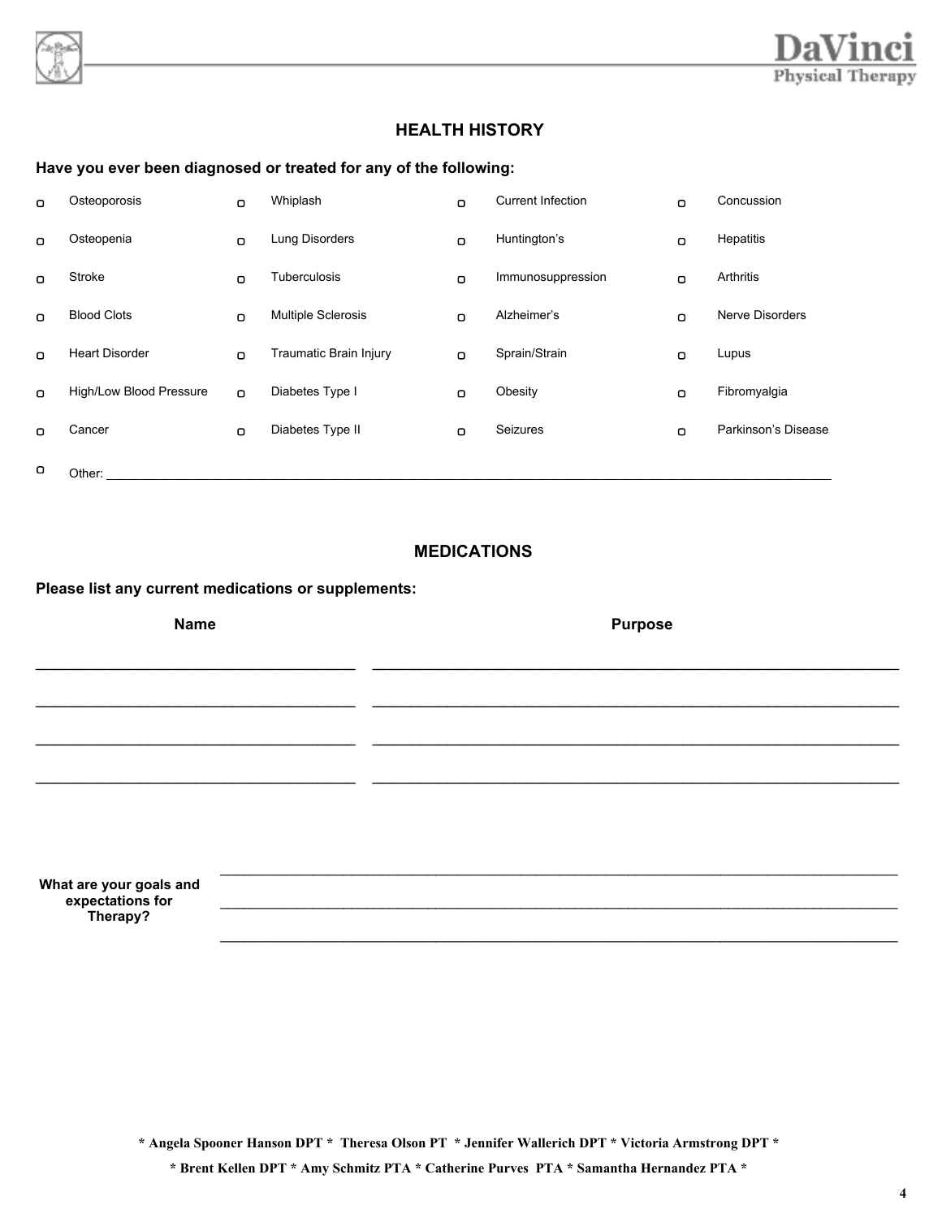## HEALTH HISTORY

**Have you ever been diagnosed or treated for any of the following:**

| | | | |
|---|---|---|---|
| ☐ Osteoporosis | ☐ Whiplash | ☐ Current Infection | ☐ Concussion |
| ☐ Osteopenia | ☐ Lung Disorders | ☐ Huntington's | ☐ Hepatitis |
| ☐ Stroke | ☐ Tuberculosis | ☐ Immunosuppression | ☐ Arthritis |
| ☐ Blood Clots | ☐ Multiple Sclerosis | ☐ Alzheimer's | ☐ Nerve Disorders |
| ☐ Heart Disorder | ☐ Traumatic Brain Injury | ☐ Sprain/Strain | ☐ Lupus |
| ☐ High/Low Blood Pressure | ☐ Diabetes Type I | ☐ Obesity | ☐ Fibromyalgia |
| ☐ Cancer | ☐ Diabetes Type II | ☐ Seizures | ☐ Parkinson's Disease |

☐ Other: ______________________________________________________________________________

## MEDICATIONS

**Please list any current medications or supplements:**

| Name | Purpose |
|---|---|
| ______________________ | ______________________________________ |
| ______________________ | ______________________________________ |
| ______________________ | ______________________________________ |
| ______________________ | ______________________________________ |

**What are your goals and expectations for Therapy?** ______________________________________________________________________________

______________________________________________________________________________

______________________________________________________________________________

**\* Angela Spooner Hanson DPT \* Theresa Olson PT \* Jennifer Wallerich DPT \* Victoria Armstrong DPT \***

**\* Brent Kellen DPT \* Amy Schmitz PTA \* Catherine Purves PTA \* Samantha Hernandez PTA \***